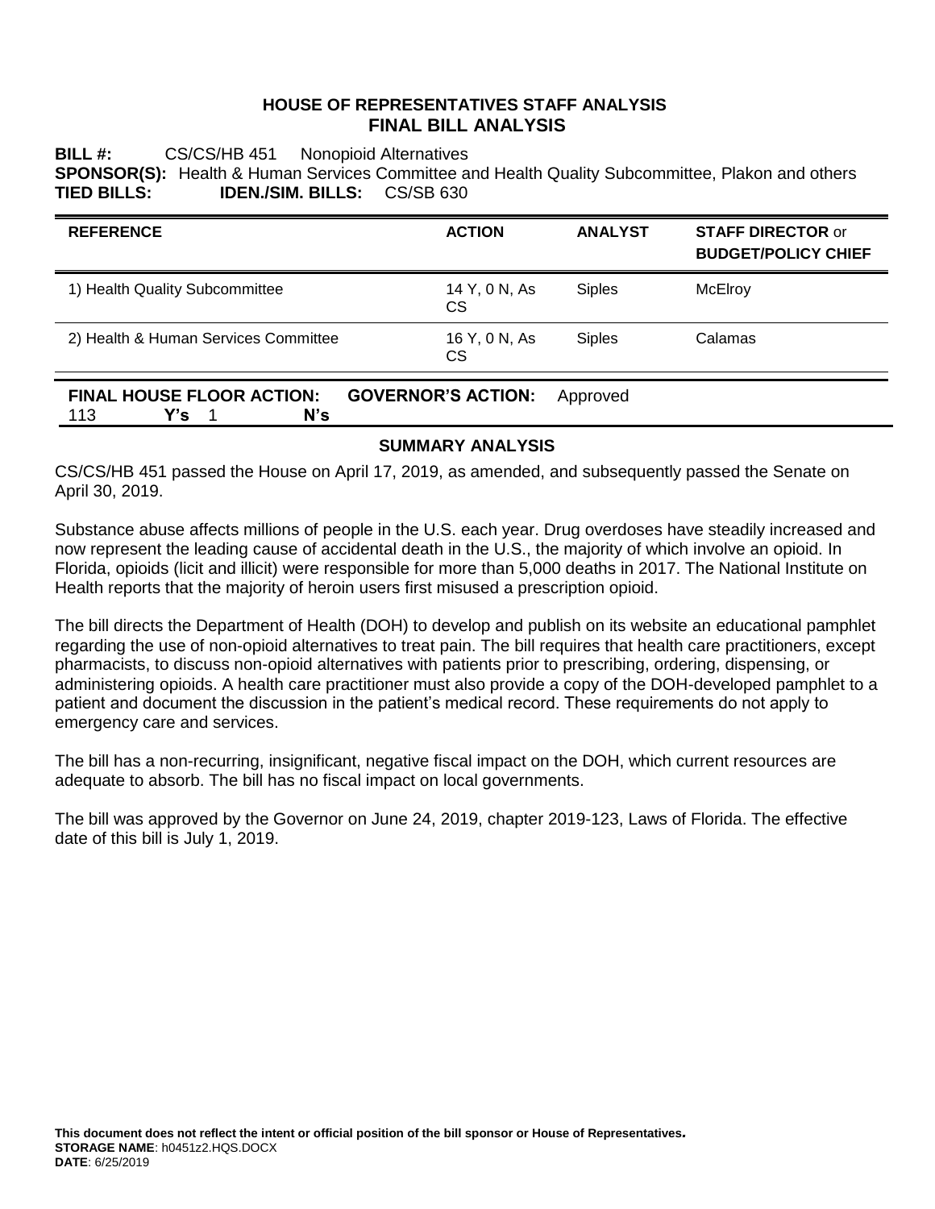# HOUSE OF REPRESENTATIVES STAFF ANALYSIS
## FINAL BILL ANALYSIS

**BILL #:** CS/CS/HB 451 Nonopioid Alternatives
**SPONSOR(S):** Health & Human Services Committee and Health Quality Subcommittee, Plakon and others
**TIED BILLS:** **IDEN./SIM. BILLS:** CS/SB 630

| REFERENCE | ACTION | ANALYST | STAFF DIRECTOR or BUDGET/POLICY CHIEF |
|---|---|---|---|
| 1) Health Quality Subcommittee | 14 Y, 0 N, As CS | Siples | McElroy |
| 2) Health & Human Services Committee | 16 Y, 0 N, As CS | Siples | Calamas |

**FINAL HOUSE FLOOR ACTION:** 113 **Y's** 1 **N's** **GOVERNOR'S ACTION:** Approved

## SUMMARY ANALYSIS

CS/CS/HB 451 passed the House on April 17, 2019, as amended, and subsequently passed the Senate on April 30, 2019.

Substance abuse affects millions of people in the U.S. each year. Drug overdoses have steadily increased and now represent the leading cause of accidental death in the U.S., the majority of which involve an opioid. In Florida, opioids (licit and illicit) were responsible for more than 5,000 deaths in 2017. The National Institute on Health reports that the majority of heroin users first misused a prescription opioid.

The bill directs the Department of Health (DOH) to develop and publish on its website an educational pamphlet regarding the use of non-opioid alternatives to treat pain. The bill requires that health care practitioners, except pharmacists, to discuss non-opioid alternatives with patients prior to prescribing, ordering, dispensing, or administering opioids. A health care practitioner must also provide a copy of the DOH-developed pamphlet to a patient and document the discussion in the patient's medical record. These requirements do not apply to emergency care and services.

The bill has a non-recurring, insignificant, negative fiscal impact on the DOH, which current resources are adequate to absorb. The bill has no fiscal impact on local governments.

The bill was approved by the Governor on June 24, 2019, chapter 2019-123, Laws of Florida. The effective date of this bill is July 1, 2019.

**This document does not reflect the intent or official position of the bill sponsor or House of Representatives.**
**STORAGE NAME**: h0451z2.HQS.DOCX
**DATE**: 6/25/2019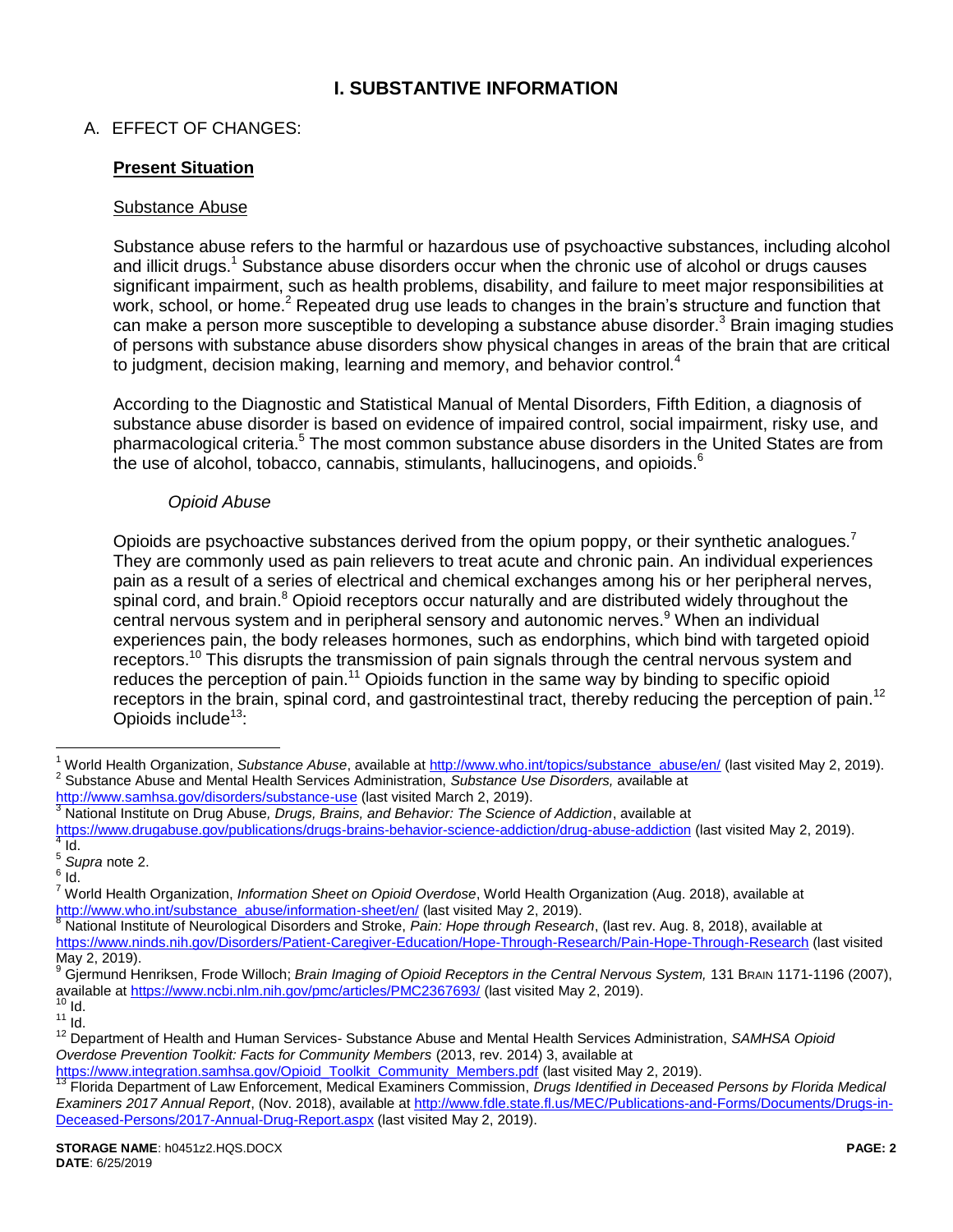# I. SUBSTANTIVE INFORMATION

A. EFFECT OF CHANGES:

## Present Situation

### Substance Abuse

Substance abuse refers to the harmful or hazardous use of psychoactive substances, including alcohol and illicit drugs.[1] Substance abuse disorders occur when the chronic use of alcohol or drugs causes significant impairment, such as health problems, disability, and failure to meet major responsibilities at work, school, or home.[2] Repeated drug use leads to changes in the brain's structure and function that can make a person more susceptible to developing a substance abuse disorder.[3] Brain imaging studies of persons with substance abuse disorders show physical changes in areas of the brain that are critical to judgment, decision making, learning and memory, and behavior control.[4]

According to the Diagnostic and Statistical Manual of Mental Disorders, Fifth Edition, a diagnosis of substance abuse disorder is based on evidence of impaired control, social impairment, risky use, and pharmacological criteria.[5] The most common substance abuse disorders in the United States are from the use of alcohol, tobacco, cannabis, stimulants, hallucinogens, and opioids.[6]

#### *Opioid Abuse*

Opioids are psychoactive substances derived from the opium poppy, or their synthetic analogues.[7] They are commonly used as pain relievers to treat acute and chronic pain. An individual experiences pain as a result of a series of electrical and chemical exchanges among his or her peripheral nerves, spinal cord, and brain.[8] Opioid receptors occur naturally and are distributed widely throughout the central nervous system and in peripheral sensory and autonomic nerves.[9] When an individual experiences pain, the body releases hormones, such as endorphins, which bind with targeted opioid receptors.[10] This disrupts the transmission of pain signals through the central nervous system and reduces the perception of pain.[11] Opioids function in the same way by binding to specific opioid receptors in the brain, spinal cord, and gastrointestinal tract, thereby reducing the perception of pain.[12] Opioids include[13]:

---

[1] World Health Organization, *Substance Abuse*, available at http://www.who.int/topics/substance_abuse/en/ (last visited May 2, 2019).

[2] Substance Abuse and Mental Health Services Administration, *Substance Use Disorders,* available at http://www.samhsa.gov/disorders/substance-use (last visited March 2, 2019).

[3] National Institute on Drug Abuse*, Drugs, Brains, and Behavior: The Science of Addiction*, available at https://www.drugabuse.gov/publications/drugs-brains-behavior-science-addiction/drug-abuse-addiction (last visited May 2, 2019).

[4] Id.

[5] *Supra* note 2.

[6] Id.

[7] World Health Organization, *Information Sheet on Opioid Overdose*, World Health Organization (Aug. 2018), available at http://www.who.int/substance_abuse/information-sheet/en/ (last visited May 2, 2019).

[8] National Institute of Neurological Disorders and Stroke, *Pain: Hope through Research*, (last rev. Aug. 8, 2018), available at https://www.ninds.nih.gov/Disorders/Patient-Caregiver-Education/Hope-Through-Research/Pain-Hope-Through-Research (last visited May 2, 2019).

[9] Gjermund Henriksen, Frode Willoch; *Brain Imaging of Opioid Receptors in the Central Nervous System,* 131 BRAIN 1171-1196 (2007), available at https://www.ncbi.nlm.nih.gov/pmc/articles/PMC2367693/ (last visited May 2, 2019).

[10] Id.

[11] Id.

[12] Department of Health and Human Services- Substance Abuse and Mental Health Services Administration, *SAMHSA Opioid Overdose Prevention Toolkit: Facts for Community Members* (2013, rev. 2014) 3, available at https://www.integration.samhsa.gov/Opioid_Toolkit_Community_Members.pdf (last visited May 2, 2019).

[13] Florida Department of Law Enforcement, Medical Examiners Commission, *Drugs Identified in Deceased Persons by Florida Medical Examiners 2017 Annual Report*, (Nov. 2018), available at http://www.fdle.state.fl.us/MEC/Publications-and-Forms/Documents/Drugs-in-Deceased-Persons/2017-Annual-Drug-Report.aspx (last visited May 2, 2019).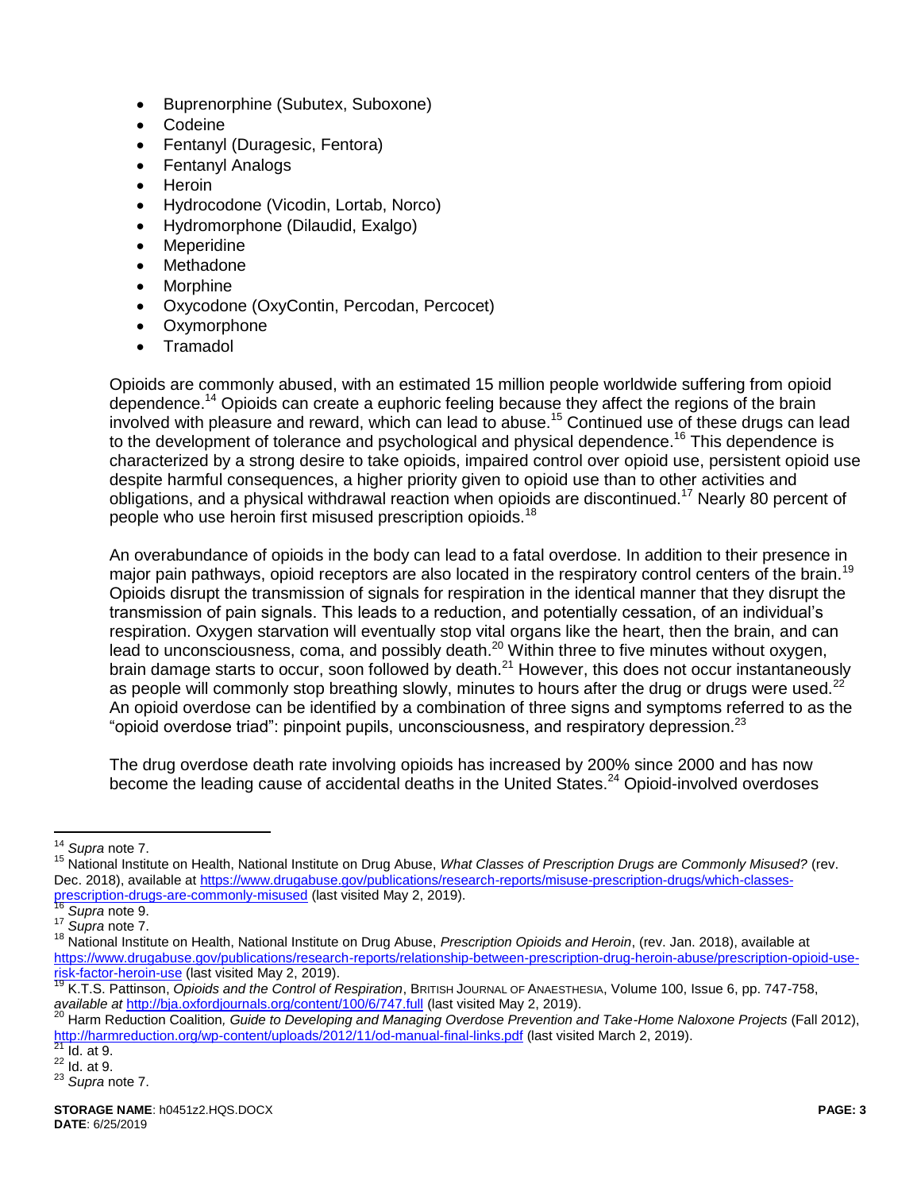- Buprenorphine (Subutex, Suboxone)
- Codeine
- Fentanyl (Duragesic, Fentora)
- Fentanyl Analogs
- Heroin
- Hydrocodone (Vicodin, Lortab, Norco)
- Hydromorphone (Dilaudid, Exalgo)
- Meperidine
- Methadone
- Morphine
- Oxycodone (OxyContin, Percodan, Percocet)
- Oxymorphone
- Tramadol

Opioids are commonly abused, with an estimated 15 million people worldwide suffering from opioid dependence.[14] Opioids can create a euphoric feeling because they affect the regions of the brain involved with pleasure and reward, which can lead to abuse.[15] Continued use of these drugs can lead to the development of tolerance and psychological and physical dependence.[16] This dependence is characterized by a strong desire to take opioids, impaired control over opioid use, persistent opioid use despite harmful consequences, a higher priority given to opioid use than to other activities and obligations, and a physical withdrawal reaction when opioids are discontinued.[17] Nearly 80 percent of people who use heroin first misused prescription opioids.[18]

An overabundance of opioids in the body can lead to a fatal overdose. In addition to their presence in major pain pathways, opioid receptors are also located in the respiratory control centers of the brain.[19] Opioids disrupt the transmission of signals for respiration in the identical manner that they disrupt the transmission of pain signals. This leads to a reduction, and potentially cessation, of an individual's respiration. Oxygen starvation will eventually stop vital organs like the heart, then the brain, and can lead to unconsciousness, coma, and possibly death.[20] Within three to five minutes without oxygen, brain damage starts to occur, soon followed by death.[21] However, this does not occur instantaneously as people will commonly stop breathing slowly, minutes to hours after the drug or drugs were used.[22] An opioid overdose can be identified by a combination of three signs and symptoms referred to as the "opioid overdose triad": pinpoint pupils, unconsciousness, and respiratory depression.[23]

The drug overdose death rate involving opioids has increased by 200% since 2000 and has now become the leading cause of accidental deaths in the United States.[24] Opioid-involved overdoses

---

[14] *Supra* note 7.

[15] National Institute on Health, National Institute on Drug Abuse, *What Classes of Prescription Drugs are Commonly Misused?* (rev. Dec. 2018), available at https://www.drugabuse.gov/publications/research-reports/misuse-prescription-drugs/which-classes-prescription-drugs-are-commonly-misused (last visited May 2, 2019).

[16] *Supra* note 9.

[17] *Supra* note 7.

[18] National Institute on Health, National Institute on Drug Abuse, *Prescription Opioids and Heroin*, (rev. Jan. 2018), available at https://www.drugabuse.gov/publications/research-reports/relationship-between-prescription-drug-heroin-abuse/prescription-opioid-use-risk-factor-heroin-use (last visited May 2, 2019).

[19] K.T.S. Pattinson, *Opioids and the Control of Respiration*, BRITISH JOURNAL OF ANAESTHESIA, Volume 100, Issue 6, pp. 747-758, *available at* http://bja.oxfordjournals.org/content/100/6/747.full (last visited May 2, 2019).

[20] Harm Reduction Coalition*, Guide to Developing and Managing Overdose Prevention and Take-Home Naloxone Projects* (Fall 2012), http://harmreduction.org/wp-content/uploads/2012/11/od-manual-final-links.pdf (last visited March 2, 2019).

[21] Id. at 9.

[22] Id. at 9.

[23] *Supra* note 7.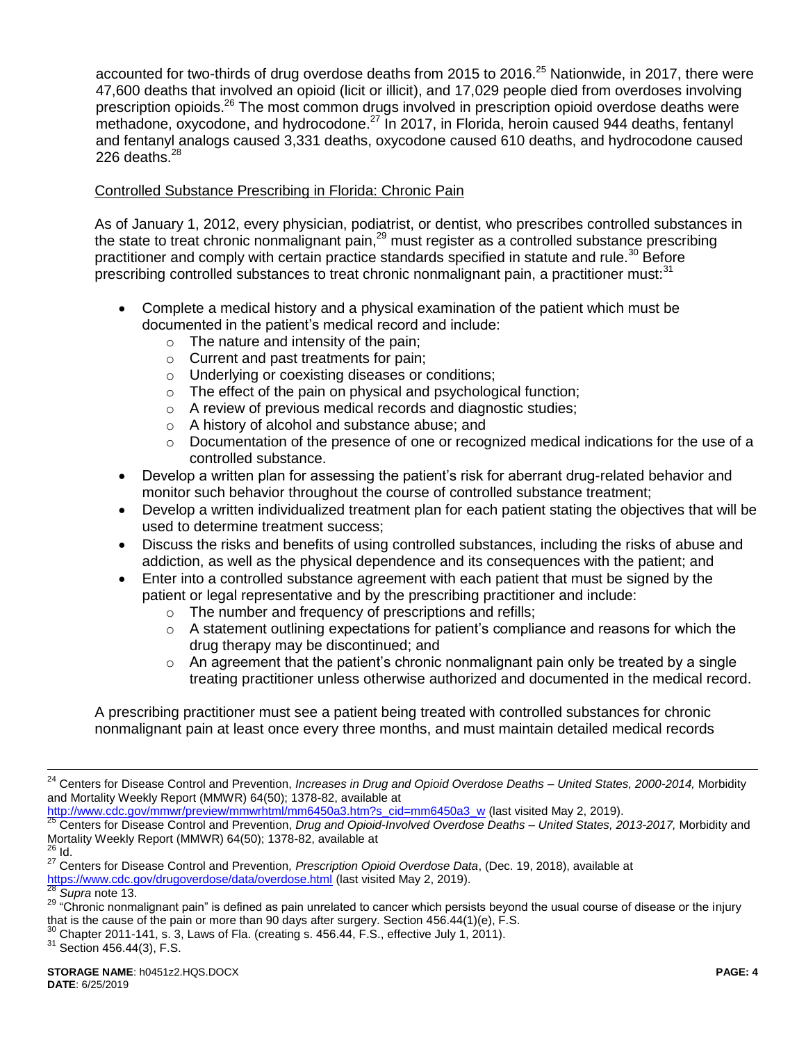accounted for two-thirds of drug overdose deaths from 2015 to 2016.[25] Nationwide, in 2017, there were 47,600 deaths that involved an opioid (licit or illicit), and 17,029 people died from overdoses involving prescription opioids.[26] The most common drugs involved in prescription opioid overdose deaths were methadone, oxycodone, and hydrocodone.[27] In 2017, in Florida, heroin caused 944 deaths, fentanyl and fentanyl analogs caused 3,331 deaths, oxycodone caused 610 deaths, and hydrocodone caused 226 deaths.[28]

Controlled Substance Prescribing in Florida: Chronic Pain

As of January 1, 2012, every physician, podiatrist, or dentist, who prescribes controlled substances in the state to treat chronic nonmalignant pain,[29] must register as a controlled substance prescribing practitioner and comply with certain practice standards specified in statute and rule.[30] Before prescribing controlled substances to treat chronic nonmalignant pain, a practitioner must:[31]

- Complete a medical history and a physical examination of the patient which must be documented in the patient's medical record and include:
  - The nature and intensity of the pain;
  - Current and past treatments for pain;
  - Underlying or coexisting diseases or conditions;
  - The effect of the pain on physical and psychological function;
  - A review of previous medical records and diagnostic studies;
  - A history of alcohol and substance abuse; and
  - Documentation of the presence of one or recognized medical indications for the use of a controlled substance.
- Develop a written plan for assessing the patient's risk for aberrant drug-related behavior and monitor such behavior throughout the course of controlled substance treatment;
- Develop a written individualized treatment plan for each patient stating the objectives that will be used to determine treatment success;
- Discuss the risks and benefits of using controlled substances, including the risks of abuse and addiction, as well as the physical dependence and its consequences with the patient; and
- Enter into a controlled substance agreement with each patient that must be signed by the patient or legal representative and by the prescribing practitioner and include:
  - The number and frequency of prescriptions and refills;
  - A statement outlining expectations for patient's compliance and reasons for which the drug therapy may be discontinued; and
  - An agreement that the patient's chronic nonmalignant pain only be treated by a single treating practitioner unless otherwise authorized and documented in the medical record.

A prescribing practitioner must see a patient being treated with controlled substances for chronic nonmalignant pain at least once every three months, and must maintain detailed medical records

---

[24] Centers for Disease Control and Prevention, *Increases in Drug and Opioid Overdose Deaths – United States, 2000-2014,* Morbidity and Mortality Weekly Report (MMWR) 64(50); 1378-82, available at http://www.cdc.gov/mmwr/preview/mmwrhtml/mm6450a3.htm?s_cid=mm6450a3_w (last visited May 2, 2019).

[25] Centers for Disease Control and Prevention, *Drug and Opioid-Involved Overdose Deaths – United States, 2013-2017,* Morbidity and Mortality Weekly Report (MMWR) 64(50); 1378-82, available at

[26] Id.

[27] Centers for Disease Control and Prevention, *Prescription Opioid Overdose Data*, (Dec. 19, 2018), available at https://www.cdc.gov/drugoverdose/data/overdose.html (last visited May 2, 2019).

[28] *Supra* note 13.

[29] "Chronic nonmalignant pain" is defined as pain unrelated to cancer which persists beyond the usual course of disease or the injury that is the cause of the pain or more than 90 days after surgery. Section 456.44(1)(e), F.S.

[30] Chapter 2011-141, s. 3, Laws of Fla. (creating s. 456.44, F.S., effective July 1, 2011).

[31] Section 456.44(3), F.S.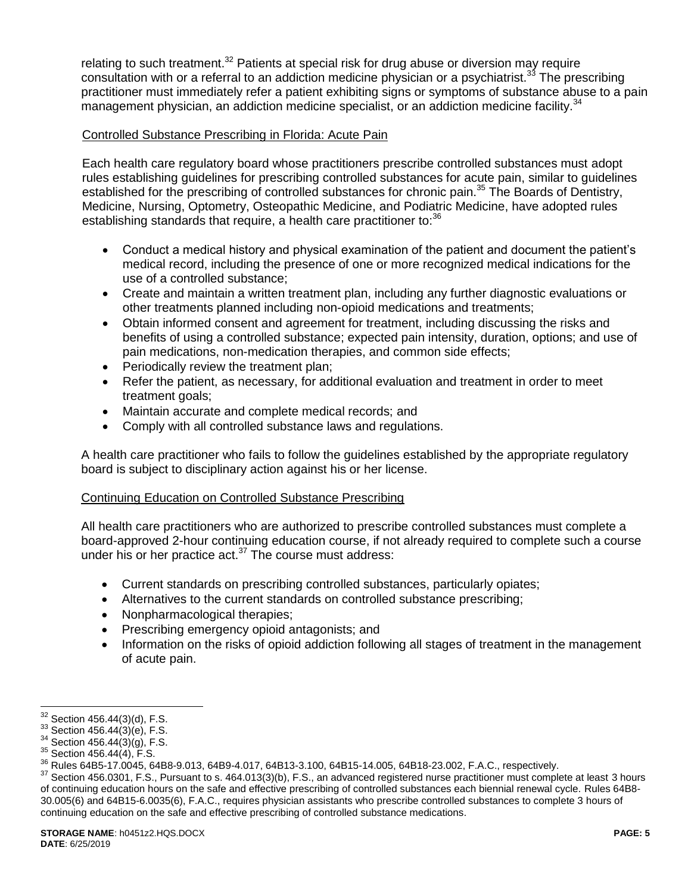relating to such treatment.[32] Patients at special risk for drug abuse or diversion may require consultation with or a referral to an addiction medicine physician or a psychiatrist.[33] The prescribing practitioner must immediately refer a patient exhibiting signs or symptoms of substance abuse to a pain management physician, an addiction medicine specialist, or an addiction medicine facility.[34]

Controlled Substance Prescribing in Florida: Acute Pain

Each health care regulatory board whose practitioners prescribe controlled substances must adopt rules establishing guidelines for prescribing controlled substances for acute pain, similar to guidelines established for the prescribing of controlled substances for chronic pain.[35] The Boards of Dentistry, Medicine, Nursing, Optometry, Osteopathic Medicine, and Podiatric Medicine, have adopted rules establishing standards that require, a health care practitioner to:[36]

- Conduct a medical history and physical examination of the patient and document the patient's medical record, including the presence of one or more recognized medical indications for the use of a controlled substance;
- Create and maintain a written treatment plan, including any further diagnostic evaluations or other treatments planned including non-opioid medications and treatments;
- Obtain informed consent and agreement for treatment, including discussing the risks and benefits of using a controlled substance; expected pain intensity, duration, options; and use of pain medications, non-medication therapies, and common side effects;
- Periodically review the treatment plan;
- Refer the patient, as necessary, for additional evaluation and treatment in order to meet treatment goals;
- Maintain accurate and complete medical records; and
- Comply with all controlled substance laws and regulations.

A health care practitioner who fails to follow the guidelines established by the appropriate regulatory board is subject to disciplinary action against his or her license.

Continuing Education on Controlled Substance Prescribing

All health care practitioners who are authorized to prescribe controlled substances must complete a board-approved 2-hour continuing education course, if not already required to complete such a course under his or her practice act.[37] The course must address:

- Current standards on prescribing controlled substances, particularly opiates;
- Alternatives to the current standards on controlled substance prescribing;
- Nonpharmacological therapies;
- Prescribing emergency opioid antagonists; and
- Information on the risks of opioid addiction following all stages of treatment in the management of acute pain.

---

[32] Section 456.44(3)(d), F.S.
[33] Section 456.44(3)(e), F.S.
[34] Section 456.44(3)(g), F.S.
[35] Section 456.44(4), F.S.
[36] Rules 64B5-17.0045, 64B8-9.013, 64B9-4.017, 64B13-3.100, 64B15-14.005, 64B18-23.002, F.A.C., respectively.
[37] Section 456.0301, F.S., Pursuant to s. 464.013(3)(b), F.S., an advanced registered nurse practitioner must complete at least 3 hours of continuing education hours on the safe and effective prescribing of controlled substances each biennial renewal cycle. Rules 64B8-30.005(6) and 64B15-6.0035(6), F.A.C., requires physician assistants who prescribe controlled substances to complete 3 hours of continuing education on the safe and effective prescribing of controlled substance medications.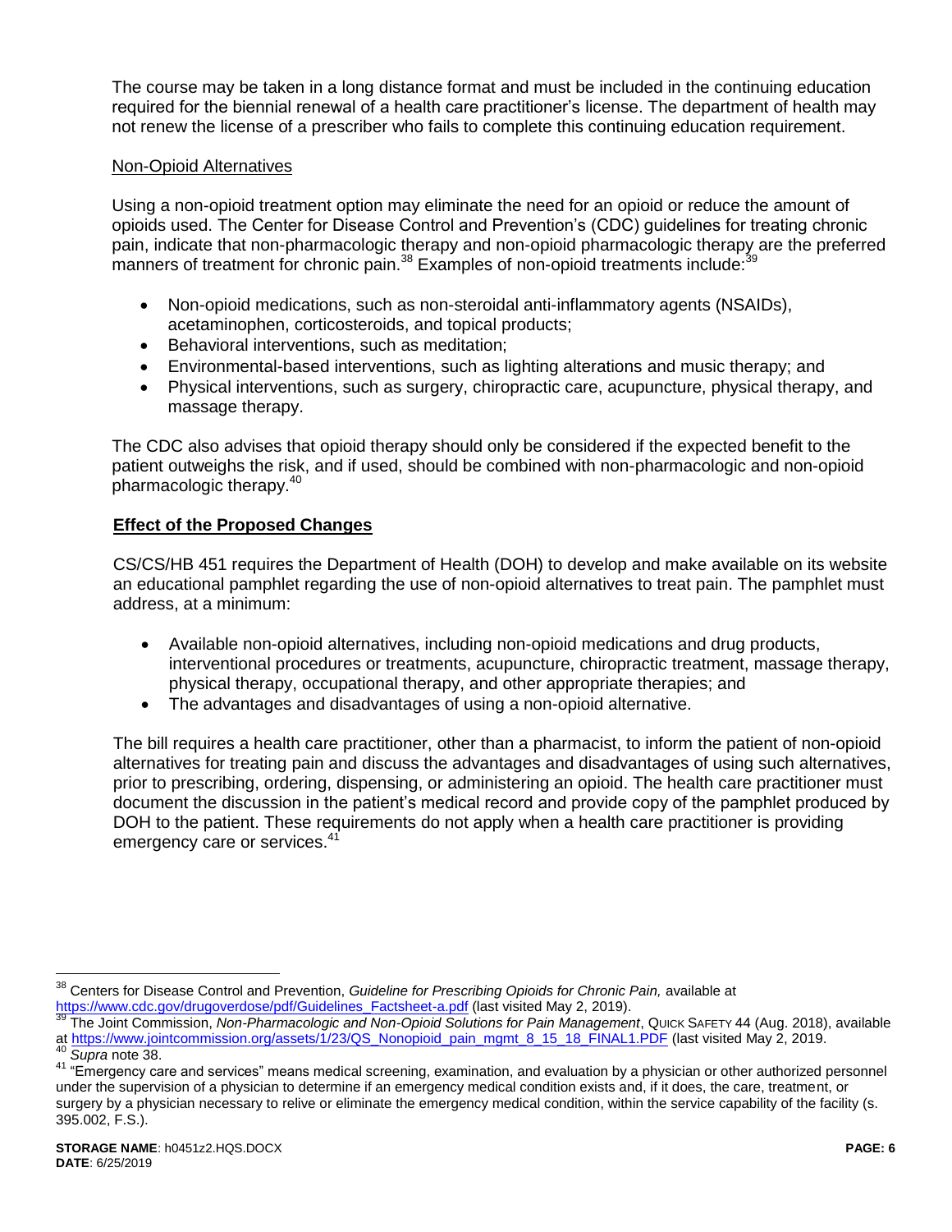The course may be taken in a long distance format and must be included in the continuing education required for the biennial renewal of a health care practitioner's license. The department of health may not renew the license of a prescriber who fails to complete this continuing education requirement.

Non-Opioid Alternatives

Using a non-opioid treatment option may eliminate the need for an opioid or reduce the amount of opioids used. The Center for Disease Control and Prevention's (CDC) guidelines for treating chronic pain, indicate that non-pharmacologic therapy and non-opioid pharmacologic therapy are the preferred manners of treatment for chronic pain.[38] Examples of non-opioid treatments include:[39]

- Non-opioid medications, such as non-steroidal anti-inflammatory agents (NSAIDs), acetaminophen, corticosteroids, and topical products;
- Behavioral interventions, such as meditation;
- Environmental-based interventions, such as lighting alterations and music therapy; and
- Physical interventions, such as surgery, chiropractic care, acupuncture, physical therapy, and massage therapy.

The CDC also advises that opioid therapy should only be considered if the expected benefit to the patient outweighs the risk, and if used, should be combined with non-pharmacologic and non-opioid pharmacologic therapy.[40]

**Effect of the Proposed Changes**

CS/CS/HB 451 requires the Department of Health (DOH) to develop and make available on its website an educational pamphlet regarding the use of non-opioid alternatives to treat pain. The pamphlet must address, at a minimum:

- Available non-opioid alternatives, including non-opioid medications and drug products, interventional procedures or treatments, acupuncture, chiropractic treatment, massage therapy, physical therapy, occupational therapy, and other appropriate therapies; and
- The advantages and disadvantages of using a non-opioid alternative.

The bill requires a health care practitioner, other than a pharmacist, to inform the patient of non-opioid alternatives for treating pain and discuss the advantages and disadvantages of using such alternatives, prior to prescribing, ordering, dispensing, or administering an opioid. The health care practitioner must document the discussion in the patient's medical record and provide copy of the pamphlet produced by DOH to the patient. These requirements do not apply when a health care practitioner is providing emergency care or services.[41]

---

[38] Centers for Disease Control and Prevention, *Guideline for Prescribing Opioids for Chronic Pain,* available at https://www.cdc.gov/drugoverdose/pdf/Guidelines_Factsheet-a.pdf (last visited May 2, 2019).

[39] The Joint Commission, *Non-Pharmacologic and Non-Opioid Solutions for Pain Management*, QUICK SAFETY 44 (Aug. 2018), available at https://www.jointcommission.org/assets/1/23/QS_Nonopioid_pain_mgmt_8_15_18_FINAL1.PDF (last visited May 2, 2019.

[40] *Supra* note 38.

[41] "Emergency care and services" means medical screening, examination, and evaluation by a physician or other authorized personnel under the supervision of a physician to determine if an emergency medical condition exists and, if it does, the care, treatment, or surgery by a physician necessary to relive or eliminate the emergency medical condition, within the service capability of the facility (s. 395.002, F.S.).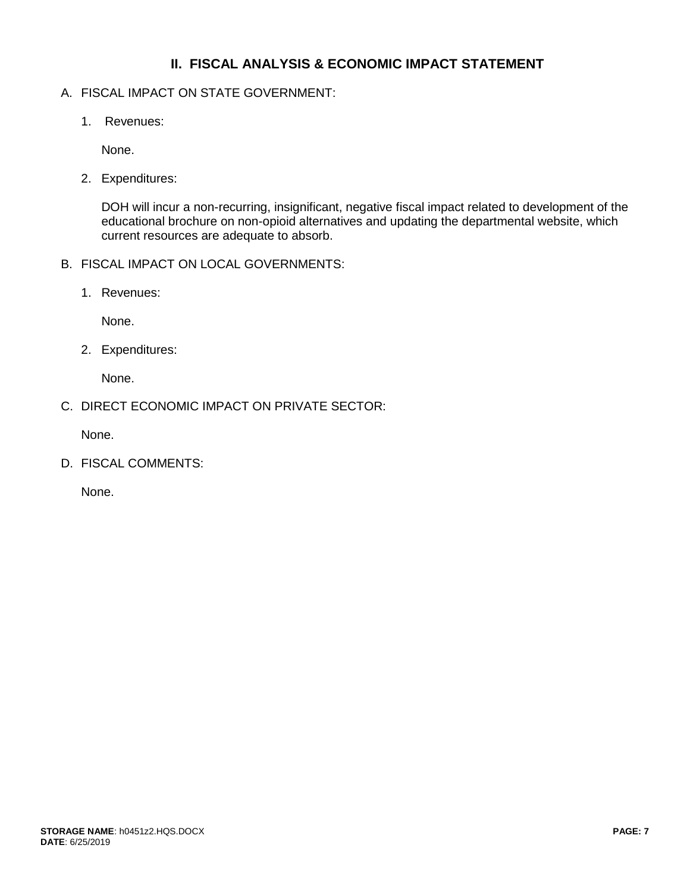## II. FISCAL ANALYSIS & ECONOMIC IMPACT STATEMENT

A. FISCAL IMPACT ON STATE GOVERNMENT:

1. Revenues:

   None.

2. Expenditures:

   DOH will incur a non-recurring, insignificant, negative fiscal impact related to development of the educational brochure on non-opioid alternatives and updating the departmental website, which current resources are adequate to absorb.

B. FISCAL IMPACT ON LOCAL GOVERNMENTS:

1. Revenues:

   None.

2. Expenditures:

   None.

C. DIRECT ECONOMIC IMPACT ON PRIVATE SECTOR:

   None.

D. FISCAL COMMENTS:

   None.